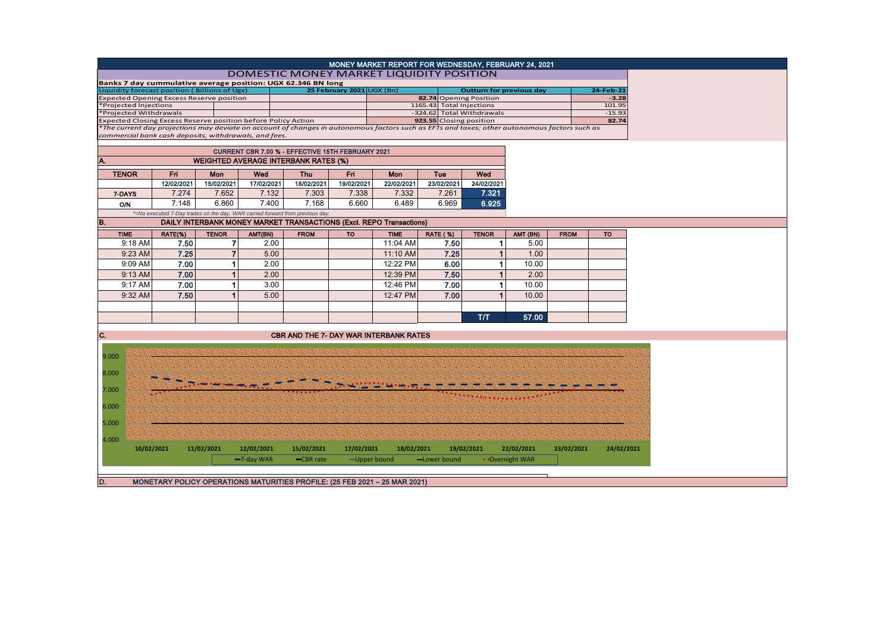# MONEY MARKET REPORT FOR WEDNESDAY, FEBRUARY 24, 2021

## DOMESTIC MONEY MARKET LIQUIDITY POSITION

**Banks 7 day cummulative average position: UGX 62.346 BN long**

| Liquidity forecast position ( Billions of Ugx) | 25 February 2021 UGX (Bn) | Outturn for previous day | 24-Feb-21 |
|---|---|---|---|
| Expected Opening Excess Reserve position | 82.74 | Opening Position | -3.28 |
| *Projected Injections | 1165.43 | Total Injections | 101.95 |
| *Projected Withdrawals | -324.62 | Total Withdrawals | -15.93 |
| Expected Closing Excess Reserve position before Policy Action | 923.55 | Closing position | 82.74 |

*The current day projections may deviate on account of changes in autonomous factors such as EFTs and taxes; other autonomous factors such as commercial bank cash deposits, withdrawals, and fees.*

CURRENT CBR 7.00 % - EFFECTIVE 15TH FEBRUARY 2021

### A. WEIGHTED AVERAGE INTERBANK RATES (%)

| TENOR | Fri | Mon | Wed | Thu | Fri | Mon | Tue | Wed |
|---|---|---|---|---|---|---|---|---|
| | 12/02/2021 | 15/02/2021 | 17/02/2021 | 18/02/2021 | 19/02/2021 | 22/02/2021 | 23/02/2021 | 24/02/2021 |
| 7-DAYS | 7.274 | 7.652 | 7.132 | 7.303 | 7.338 | 7.332 | 7.261 | 7.321 |
| O/N | 7.148 | 6.860 | 7.400 | 7.168 | 6.660 | 6.489 | 6.969 | 6.925 |

*=No executed 7-Day trades on the day. WAR carried forward from previous day.

### B. DAILY INTERBANK MONEY MARKET TRANSACTIONS (Excl. REPO Transactions)

| TIME | RATE(%) | TENOR | AMT(BN) | FROM | TO | TIME | RATE ( %) | TENOR | AMT (BN) | FROM | TO |
|---|---|---|---|---|---|---|---|---|---|---|---|
| 9:18 AM | 7.50 | 7 | 2.00 | | | 11:04 AM | 7.50 | 1 | 5.00 | | |
| 9:23 AM | 7.25 | 7 | 5.00 | | | 11:10 AM | 7.25 | 1 | 1.00 | | |
| 9:09 AM | 7.00 | 1 | 2.00 | | | 12:22 PM | 6.00 | 1 | 10.00 | | |
| 9:13 AM | 7.00 | 1 | 2.00 | | | 12:39 PM | 7.50 | 1 | 2.00 | | |
| 9:17 AM | 7.00 | 1 | 3.00 | | | 12:46 PM | 7.00 | 1 | 10.00 | | |
| 9:32 AM | 7.50 | 1 | 5.00 | | | 12:47 PM | 7.00 | 1 | 10.00 | | |
| | | | | | | | | T/T | 57.00 | | |

### C. CBR AND THE 7- DAY WAR INTERBANK RATES

### D. MONETARY POLICY OPERATIONS MATURITIES PROFILE: (25 FEB 2021 – 25 MAR 2021)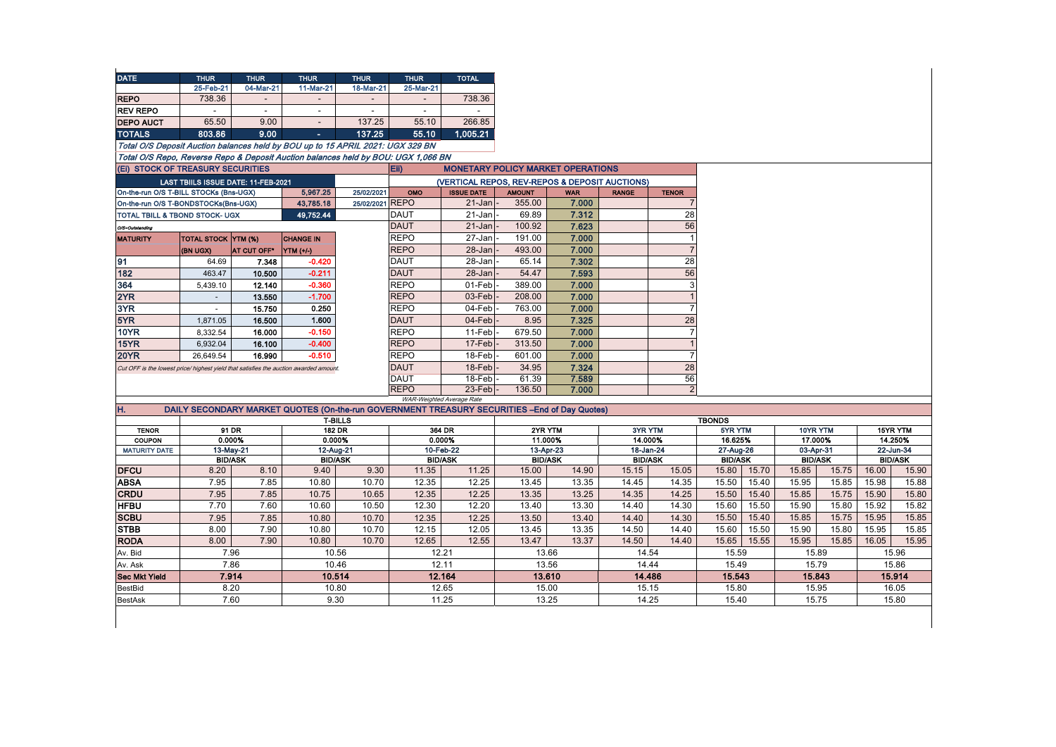| DATE | THUR | THUR | THUR | THUR | THUR | TOTAL |
|---|---|---|---|---|---|---|
| | 25-Feb-21 | 04-Mar-21 | 11-Mar-21 | 18-Mar-21 | 25-Mar-21 | |
| REPO | 738.36 | - | - | - | - | 738.36 |
| REV REPO | - | - | - | - | - | - |
| DEPO AUCT | 65.50 | 9.00 | - | 137.25 | 55.10 | 266.85 |
| TOTALS | 803.86 | 9.00 | - | 137.25 | 55.10 | 1,005.21 |

*Total O/S Deposit Auction balances held by BOU up to 15 APRIL 2021: UGX 329 BN*

*Total O/S Repo, Reverse Repo & Deposit Auction balances held by BOU: UGX 1,066 BN*

**(EI) STOCK OF TREASURY SECURITIES**

| LAST TBIILS ISSUE DATE: 11-FEB-2021 | | |
|---|---|---|
| On-the-run O/S T-BILL STOCKs (Bns-UGX) | 5,967.25 | 25/02/2021 |
| On-the-run O/S T-BONDSTOCKs(Bns-UGX) | 43,785.18 | 25/02/2021 |
| TOTAL TBILL & TBOND STOCK- UGX | 49,752.44 | |

*O/S=Outstanding*

| MATURITY | TOTAL STOCK (BN UGX) | YTM (%) AT CUT OFF* | CHANGE IN YTM (+/-) |
|---|---|---|---|
| 91 | 64.69 | 7.348 | -0.420 |
| 182 | 463.47 | 10.500 | -0.211 |
| 364 | 5,439.10 | 12.140 | -0.360 |
| 2YR | - | 13.550 | -1.700 |
| 3YR | - | 15.750 | 0.250 |
| 5YR | 1,871.05 | 16.500 | 1.600 |
| 10YR | 8,332.54 | 16.000 | -0.150 |
| 15YR | 6,932.04 | 16.100 | -0.400 |
| 20YR | 26,649.54 | 16.990 | -0.510 |

*Cut OFF is the lowest price/ highest yield that satisfies the auction awarded amount.*

**EII) MONETARY POLICY MARKET OPERATIONS**

**(VERTICAL REPOS, REV-REPOS & DEPOSIT AUCTIONS)**

| OMO | ISSUE DATE | AMOUNT | WAR | RANGE | TENOR |
|---|---|---|---|---|---|
| REPO | 21-Jan | 355.00 | 7.000 | | 7 |
| DAUT | 21-Jan | 69.89 | 7.312 | | 28 |
| DAUT | 21-Jan | 100.92 | 7.623 | | 56 |
| REPO | 27-Jan | 191.00 | 7.000 | | 1 |
| REPO | 28-Jan | 493.00 | 7.000 | | 7 |
| DAUT | 28-Jan | 65.14 | 7.302 | | 28 |
| DAUT | 28-Jan | 54.47 | 7.593 | | 56 |
| REPO | 01-Feb | 389.00 | 7.000 | | 3 |
| REPO | 03-Feb | 208.00 | 7.000 | | 1 |
| REPO | 04-Feb | 763.00 | 7.000 | | 7 |
| DAUT | 04-Feb | 8.95 | 7.325 | | 28 |
| REPO | 11-Feb | 679.50 | 7.000 | | 7 |
| REPO | 17-Feb | 313.50 | 7.000 | | 1 |
| REPO | 18-Feb | 601.00 | 7.000 | | 7 |
| DAUT | 18-Feb | 34.95 | 7.324 | | 28 |
| DAUT | 18-Feb | 61.39 | 7.589 | | 56 |
| REPO | 23-Feb | 136.50 | 7.000 | | 2 |

*WAR-Weighted Average Rate*

**H. DAILY SECONDARY MARKET QUOTES (On-the-run GOVERNMENT TREASURY SECURITIES –End of Day Quotes)**

| | T-BILLS | | | | | | TBONDS | | | | | | | | | |
|---|---|---|---|---|---|---|---|---|---|---|---|---|---|---|---|---|
| TENOR | 91 DR | | 182 DR | | 364 DR | | 2YR YTM | | 3YR YTM | | 5YR YTM | | 10YR YTM | | 15YR YTM | |
| COUPON | 0.000% | | 0.000% | | 0.000% | | 11.000% | | 14.000% | | 16.625% | | 17.000% | | 14.250% | |
| MATURITY DATE | 13-May-21 | | 12-Aug-21 | | 10-Feb-22 | | 13-Apr-23 | | 18-Jan-24 | | 27-Aug-26 | | 03-Apr-31 | | 22-Jun-34 | |
| | BID/ASK | | BID/ASK | | BID/ASK | | BID/ASK | | BID/ASK | | BID/ASK | | BID/ASK | | BID/ASK | |
| DFCU | 8.20 | 8.10 | 9.40 | 9.30 | 11.35 | 11.25 | 15.00 | 14.90 | 15.15 | 15.05 | 15.80 | 15.70 | 15.85 | 15.75 | 16.00 | 15.90 |
| ABSA | 7.95 | 7.85 | 10.80 | 10.70 | 12.35 | 12.25 | 13.45 | 13.35 | 14.45 | 14.35 | 15.50 | 15.40 | 15.95 | 15.85 | 15.98 | 15.88 |
| CRDU | 7.95 | 7.85 | 10.75 | 10.65 | 12.35 | 12.25 | 13.35 | 13.25 | 14.35 | 14.25 | 15.50 | 15.40 | 15.85 | 15.75 | 15.90 | 15.80 |
| HFBU | 7.70 | 7.60 | 10.60 | 10.50 | 12.30 | 12.20 | 13.40 | 13.30 | 14.40 | 14.30 | 15.60 | 15.50 | 15.90 | 15.80 | 15.92 | 15.82 |
| SCBU | 7.95 | 7.85 | 10.80 | 10.70 | 12.35 | 12.25 | 13.50 | 13.40 | 14.40 | 14.30 | 15.50 | 15.40 | 15.85 | 15.75 | 15.95 | 15.85 |
| STBB | 8.00 | 7.90 | 10.80 | 10.70 | 12.15 | 12.05 | 13.45 | 13.35 | 14.50 | 14.40 | 15.60 | 15.50 | 15.90 | 15.80 | 15.95 | 15.85 |
| RODA | 8.00 | 7.90 | 10.80 | 10.70 | 12.65 | 12.55 | 13.47 | 13.37 | 14.50 | 14.40 | 15.65 | 15.55 | 15.95 | 15.85 | 16.05 | 15.95 |
| Av. Bid | 7.96 | | 10.56 | | 12.21 | | 13.66 | | 14.54 | | 15.59 | | 15.89 | | 15.96 | |
| Av. Ask | 7.86 | | 10.46 | | 12.11 | | 13.56 | | 14.44 | | 15.49 | | 15.79 | | 15.86 | |
| Sec Mkt Yield | 7.914 | | 10.514 | | 12.164 | | 13.610 | | 14.486 | | 15.543 | | 15.843 | | 15.914 | |
| BestBid | 8.20 | | 10.80 | | 12.65 | | 15.00 | | 15.15 | | 15.80 | | 15.95 | | 16.05 | |
| BestAsk | 7.60 | | 9.30 | | 11.25 | | 13.25 | | 14.25 | | 15.40 | | 15.75 | | 15.80 | |